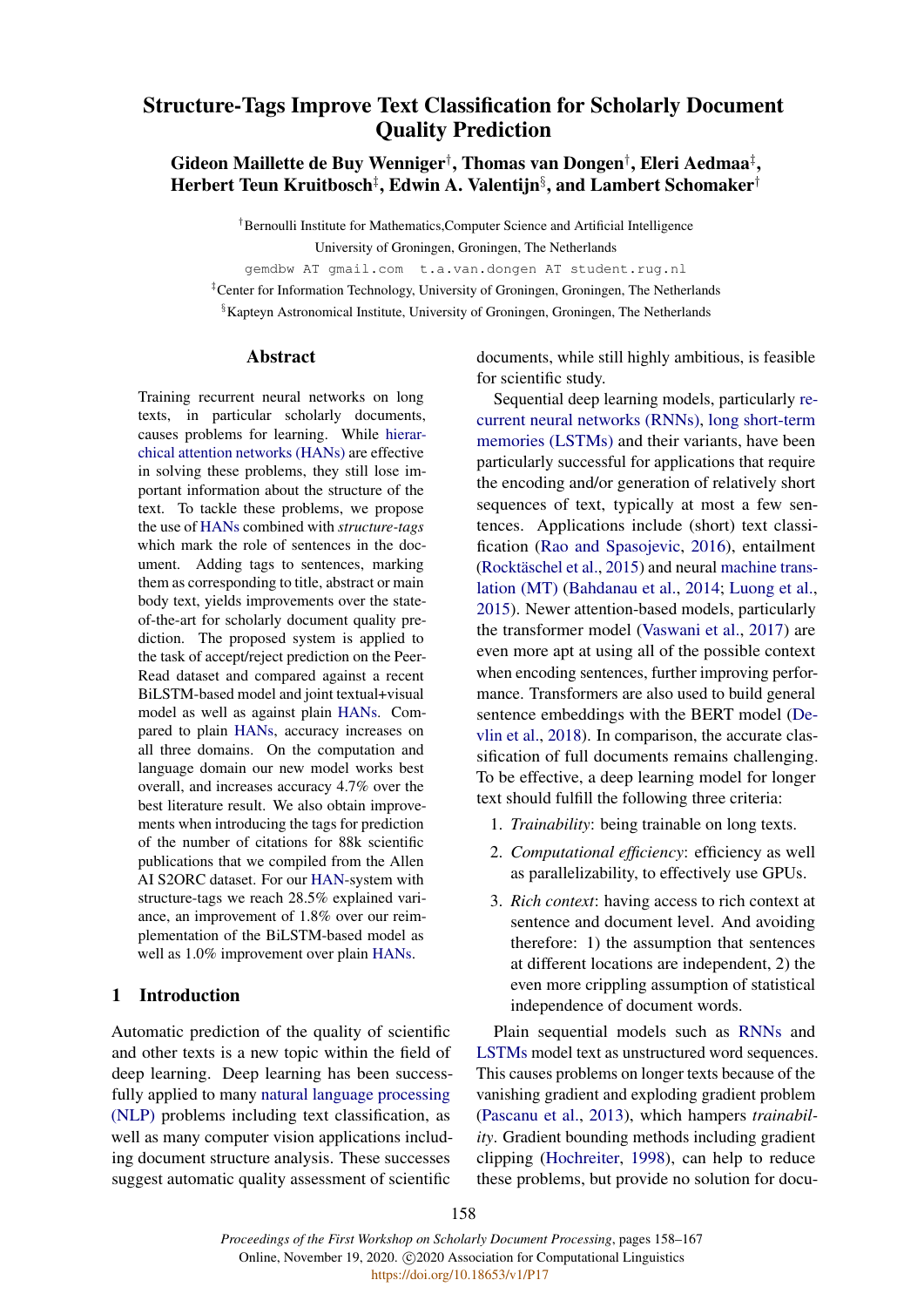# Structure-Tags Improve Text Classification for Scholarly Document Quality Prediction

**Gideon Maillette de Buy Wenniger[†], Thomas van Dongen[†], Eleri Aedmaa[‡], Herbert Teun Kruitbosch[‡], Edwin A. Valentijn[§], and Lambert Schomaker[†]**

[†]Bernoulli Institute for Mathematics,Computer Science and Artificial Intelligence
University of Groningen, Groningen, The Netherlands
gemdbw AT gmail.com t.a.van.dongen AT student.rug.nl
[‡]Center for Information Technology, University of Groningen, Groningen, The Netherlands
[§]Kapteyn Astronomical Institute, University of Groningen, Groningen, The Netherlands

## Abstract

Training recurrent neural networks on long texts, in particular scholarly documents, causes problems for learning. While hierarchical attention networks (HANs) are effective in solving these problems, they still lose important information about the structure of the text. To tackle these problems, we propose the use of HANs combined with *structure-tags* which mark the role of sentences in the document. Adding tags to sentences, marking them as corresponding to title, abstract or main body text, yields improvements over the state-of-the-art for scholarly document quality prediction. The proposed system is applied to the task of accept/reject prediction on the PeerRead dataset and compared against a recent BiLSTM-based model and joint textual+visual model as well as against plain HANs. Compared to plain HANs, accuracy increases on all three domains. On the computation and language domain our new model works best overall, and increases accuracy 4.7% over the best literature result. We also obtain improvements when introducing the tags for prediction of the number of citations for 88k scientific publications that we compiled from the Allen AI S2ORC dataset. For our HAN-system with structure-tags we reach 28.5% explained variance, an improvement of 1.8% over our reimplementation of the BiLSTM-based model as well as 1.0% improvement over plain HANs.

## 1 Introduction

Automatic prediction of the quality of scientific and other texts is a new topic within the field of deep learning. Deep learning has been successfully applied to many natural language processing (NLP) problems including text classification, as well as many computer vision applications including document structure analysis. These successes suggest automatic quality assessment of scientific documents, while still highly ambitious, is feasible for scientific study.

Sequential deep learning models, particularly recurrent neural networks (RNNs), long short-term memories (LSTMs) and their variants, have been particularly successful for applications that require the encoding and/or generation of relatively short sequences of text, typically at most a few sentences. Applications include (short) text classification (Rao and Spasojevic, 2016), entailment (Rocktäschel et al., 2015) and neural machine translation (MT) (Bahdanau et al., 2014; Luong et al., 2015). Newer attention-based models, particularly the transformer model (Vaswani et al., 2017) are even more apt at using all of the possible context when encoding sentences, further improving performance. Transformers are also used to build general sentence embeddings with the BERT model (Devlin et al., 2018). In comparison, the accurate classification of full documents remains challenging. To be effective, a deep learning model for longer text should fulfill the following three criteria:

1. *Trainability*: being trainable on long texts.
2. *Computational efficiency*: efficiency as well as parallelizability, to effectively use GPUs.
3. *Rich context*: having access to rich context at sentence and document level. And avoiding therefore: 1) the assumption that sentences at different locations are independent, 2) the even more crippling assumption of statistical independence of document words.

Plain sequential models such as RNNs and LSTMs model text as unstructured word sequences. This causes problems on longer texts because of the vanishing gradient and exploding gradient problem (Pascanu et al., 2013), which hampers *trainability*. Gradient bounding methods including gradient clipping (Hochreiter, 1998), can help to reduce these problems, but provide no solution for docu-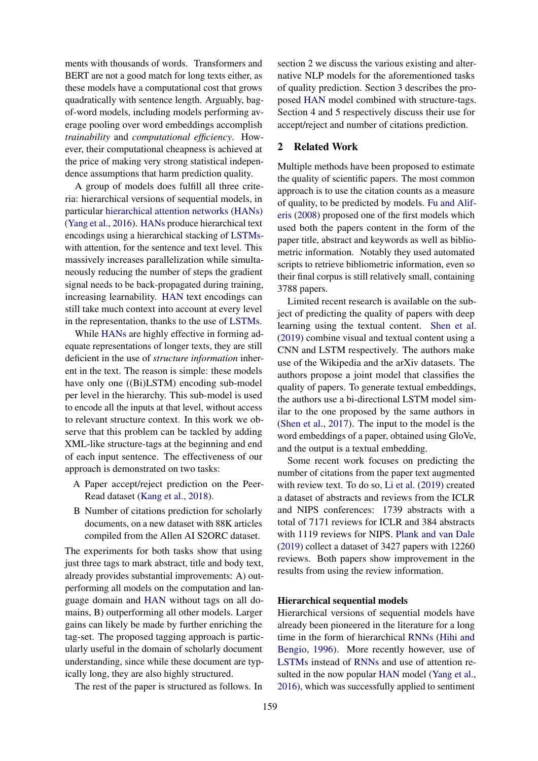ments with thousands of words. Transformers and BERT are not a good match for long texts either, as these models have a computational cost that grows quadratically with sentence length. Arguably, bag-of-word models, including models performing average pooling over word embeddings accomplish *trainability* and *computational efficiency*. However, their computational cheapness is achieved at the price of making very strong statistical independence assumptions that harm prediction quality.

A group of models does fulfill all three criteria: hierarchical versions of sequential models, in particular hierarchical attention networks (HANs) (Yang et al., 2016). HANs produce hierarchical text encodings using a hierarchical stacking of LSTMs-with attention, for the sentence and text level. This massively increases parallelization while simultaneously reducing the number of steps the gradient signal needs to be back-propagated during training, increasing learnability. HAN text encodings can still take much context into account at every level in the representation, thanks to the use of LSTMs.

While HANs are highly effective in forming adequate representations of longer texts, they are still deficient in the use of *structure information* inherent in the text. The reason is simple: these models have only one ((Bi)LSTM) encoding sub-model per level in the hierarchy. This sub-model is used to encode all the inputs at that level, without access to relevant structure context. In this work we observe that this problem can be tackled by adding XML-like structure-tags at the beginning and end of each input sentence. The effectiveness of our approach is demonstrated on two tasks:

A Paper accept/reject prediction on the PeerRead dataset (Kang et al., 2018).

B Number of citations prediction for scholarly documents, on a new dataset with 88K articles compiled from the Allen AI S2ORC dataset.

The experiments for both tasks show that using just three tags to mark abstract, title and body text, already provides substantial improvements: A) outperforming all models on the computation and language domain and HAN without tags on all domains, B) outperforming all other models. Larger gains can likely be made by further enriching the tag-set. The proposed tagging approach is particularly useful in the domain of scholarly document understanding, since while these document are typically long, they are also highly structured.

The rest of the paper is structured as follows. In section 2 we discuss the various existing and alternative NLP models for the aforementioned tasks of quality prediction. Section 3 describes the proposed HAN model combined with structure-tags. Section 4 and 5 respectively discuss their use for accept/reject and number of citations prediction.

## 2 Related Work

Multiple methods have been proposed to estimate the quality of scientific papers. The most common approach is to use the citation counts as a measure of quality, to be predicted by models. Fu and Aliferis (2008) proposed one of the first models which used both the papers content in the form of the paper title, abstract and keywords as well as bibliometric information. Notably they used automated scripts to retrieve bibliometric information, even so their final corpus is still relatively small, containing 3788 papers.

Limited recent research is available on the subject of predicting the quality of papers with deep learning using the textual content. Shen et al. (2019) combine visual and textual content using a CNN and LSTM respectively. The authors make use of the Wikipedia and the arXiv datasets. The authors propose a joint model that classifies the quality of papers. To generate textual embeddings, the authors use a bi-directional LSTM model similar to the one proposed by the same authors in (Shen et al., 2017). The input to the model is the word embeddings of a paper, obtained using GloVe, and the output is a textual embedding.

Some recent work focuses on predicting the number of citations from the paper text augmented with review text. To do so, Li et al. (2019) created a dataset of abstracts and reviews from the ICLR and NIPS conferences: 1739 abstracts with a total of 7171 reviews for ICLR and 384 abstracts with 1119 reviews for NIPS. Plank and van Dale (2019) collect a dataset of 3427 papers with 12260 reviews. Both papers show improvement in the results from using the review information.

### Hierarchical sequential models

Hierarchical versions of sequential models have already been pioneered in the literature for a long time in the form of hierarchical RNNs (Hihi and Bengio, 1996). More recently however, use of LSTMs instead of RNNs and use of attention resulted in the now popular HAN model (Yang et al., 2016), which was successfully applied to sentiment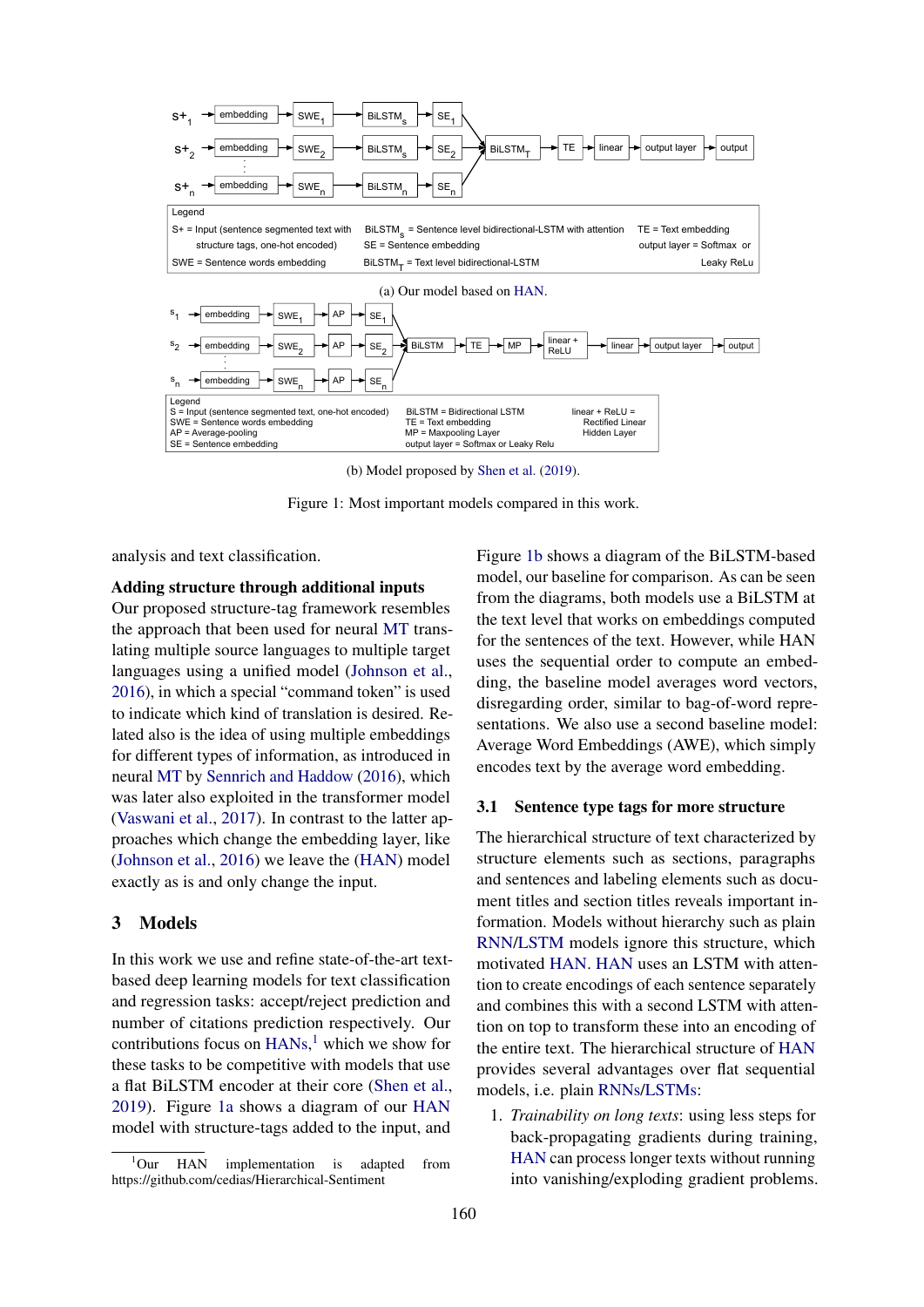(a) Our model based on HAN.

(b) Model proposed by Shen et al. (2019).

Figure 1: Most important models compared in this work.

analysis and text classification.

**Adding structure through additional inputs** Our proposed structure-tag framework resembles the approach that been used for neural MT translating multiple source languages to multiple target languages using a unified model (Johnson et al., 2016), in which a special "command token" is used to indicate which kind of translation is desired. Related also is the idea of using multiple embeddings for different types of information, as introduced in neural MT by Sennrich and Haddow (2016), which was later also exploited in the transformer model (Vaswani et al., 2017). In contrast to the latter approaches which change the embedding layer, like (Johnson et al., 2016) we leave the (HAN) model exactly as is and only change the input.

## 3 Models

In this work we use and refine state-of-the-art text-based deep learning models for text classification and regression tasks: accept/reject prediction and number of citations prediction respectively. Our contributions focus on HANs,[1] which we show for these tasks to be competitive with models that use a flat BiLSTM encoder at their core (Shen et al., 2019). Figure 1a shows a diagram of our HAN model with structure-tags added to the input, and Figure 1b shows a diagram of the BiLSTM-based model, our baseline for comparison. As can be seen from the diagrams, both models use a BiLSTM at the text level that works on embeddings computed for the sentences of the text. However, while HAN uses the sequential order to compute an embedding, the baseline model averages word vectors, disregarding order, similar to bag-of-word representations. We also use a second baseline model: Average Word Embeddings (AWE), which simply encodes text by the average word embedding.

### 3.1 Sentence type tags for more structure

The hierarchical structure of text characterized by structure elements such as sections, paragraphs and sentences and labeling elements such as document titles and section titles reveals important information. Models without hierarchy such as plain RNN/LSTM models ignore this structure, which motivated HAN. HAN uses an LSTM with attention to create encodings of each sentence separately and combines this with a second LSTM with attention on top to transform these into an encoding of the entire text. The hierarchical structure of HAN provides several advantages over flat sequential models, i.e. plain RNNs/LSTMs:

1. *Trainability on long texts*: using less steps for back-propagating gradients during training, HAN can process longer texts without running into vanishing/exploding gradient problems.

[1] Our HAN implementation is adapted from https://github.com/cedias/Hierarchical-Sentiment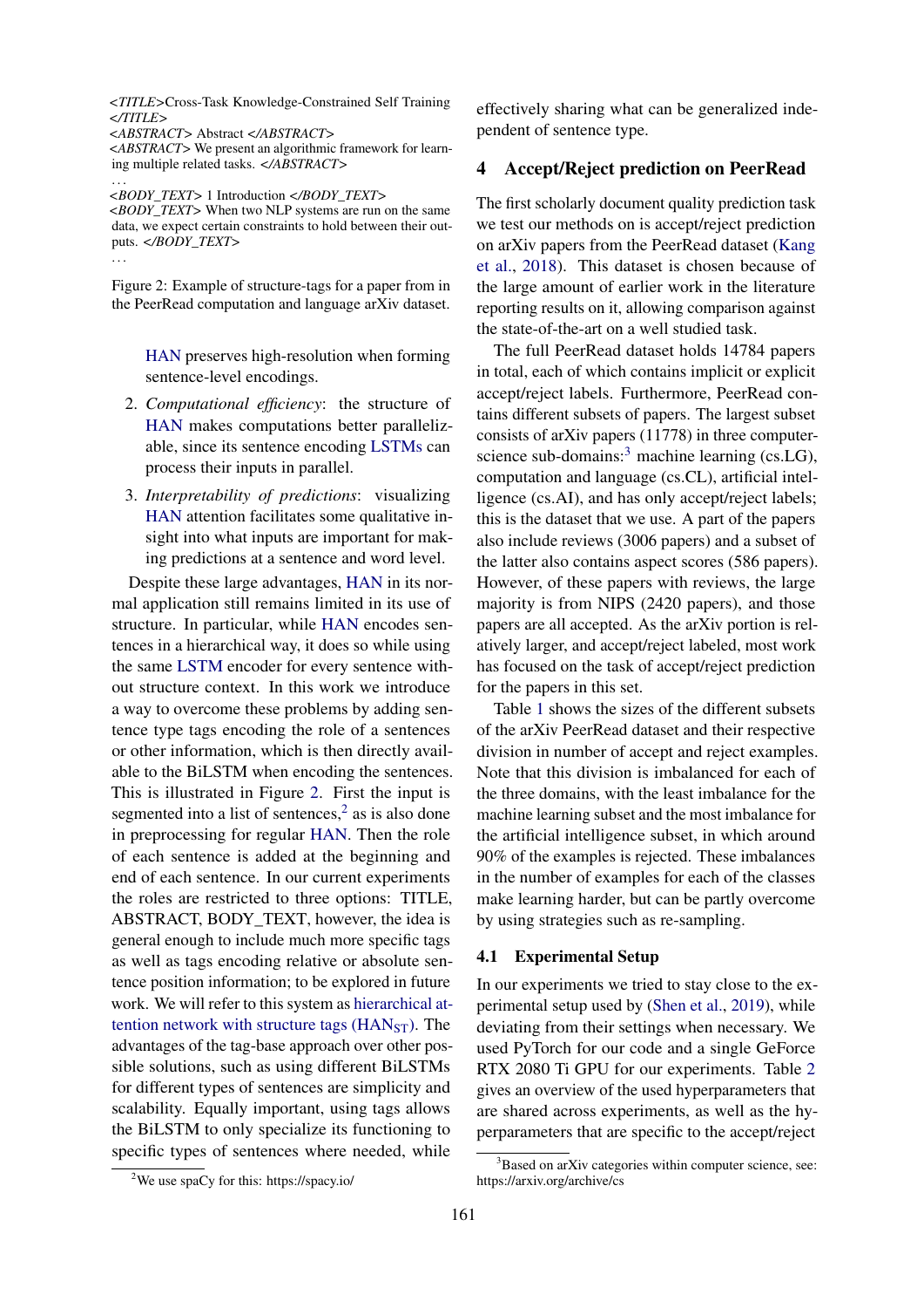<TITLE>Cross-Task Knowledge-Constrained Self Training </TITLE>
<ABSTRACT> Abstract </ABSTRACT>
<ABSTRACT> We present an algorithmic framework for learning multiple related tasks. </ABSTRACT>
...
<BODY_TEXT> 1 Introduction </BODY_TEXT>
<BODY_TEXT> When two NLP systems are run on the same data, we expect certain constraints to hold between their outputs. </BODY_TEXT>
...

Figure 2: Example of structure-tags for a paper from in the PeerRead computation and language arXiv dataset.

HAN preserves high-resolution when forming sentence-level encodings.

2. *Computational efficiency*: the structure of HAN makes computations better parallelizable, since its sentence encoding LSTMs can process their inputs in parallel.
3. *Interpretability of predictions*: visualizing HAN attention facilitates some qualitative insight into what inputs are important for making predictions at a sentence and word level.

Despite these large advantages, HAN in its normal application still remains limited in its use of structure. In particular, while HAN encodes sentences in a hierarchical way, it does so while using the same LSTM encoder for every sentence without structure context. In this work we introduce a way to overcome these problems by adding sentence type tags encoding the role of a sentences or other information, which is then directly available to the BiLSTM when encoding the sentences. This is illustrated in Figure 2. First the input is segmented into a list of sentences,[2] as is also done in preprocessing for regular HAN. Then the role of each sentence is added at the beginning and end of each sentence. In our current experiments the roles are restricted to three options: TITLE, ABSTRACT, BODY_TEXT, however, the idea is general enough to include much more specific tags as well as tags encoding relative or absolute sentence position information; to be explored in future work. We will refer to this system as hierarchical attention network with structure tags ($\text{HAN}_{\text{ST}}$). The advantages of the tag-base approach over other possible solutions, such as using different BiLSTMs for different types of sentences are simplicity and scalability. Equally important, using tags allows the BiLSTM to only specialize its functioning to specific types of sentences where needed, while effectively sharing what can be generalized independent of sentence type.

[2] We use spaCy for this: https://spacy.io/

## 4 Accept/Reject prediction on PeerRead

The first scholarly document quality prediction task we test our methods on is accept/reject prediction on arXiv papers from the PeerRead dataset (Kang et al., 2018). This dataset is chosen because of the large amount of earlier work in the literature reporting results on it, allowing comparison against the state-of-the-art on a well studied task.

The full PeerRead dataset holds 14784 papers in total, each of which contains implicit or explicit accept/reject labels. Furthermore, PeerRead contains different subsets of papers. The largest subset consists of arXiv papers (11778) in three computer-science sub-domains:[3] machine learning (cs.LG), computation and language (cs.CL), artificial intelligence (cs.AI), and has only accept/reject labels; this is the dataset that we use. A part of the papers also include reviews (3006 papers) and a subset of the latter also contains aspect scores (586 papers). However, of these papers with reviews, the large majority is from NIPS (2420 papers), and those papers are all accepted. As the arXiv portion is relatively larger, and accept/reject labeled, most work has focused on the task of accept/reject prediction for the papers in this set.

Table 1 shows the sizes of the different subsets of the arXiv PeerRead dataset and their respective division in number of accept and reject examples. Note that this division is imbalanced for each of the three domains, with the least imbalance for the machine learning subset and the most imbalance for the artificial intelligence subset, in which around 90% of the examples is rejected. These imbalances in the number of examples for each of the classes make learning harder, but can be partly overcome by using strategies such as re-sampling.

### 4.1 Experimental Setup

In our experiments we tried to stay close to the experimental setup used by (Shen et al., 2019), while deviating from their settings when necessary. We used PyTorch for our code and a single GeForce RTX 2080 Ti GPU for our experiments. Table 2 gives an overview of the used hyperparameters that are shared across experiments, as well as the hyperparameters that are specific to the accept/reject

[3] Based on arXiv categories within computer science, see: https://arxiv.org/archive/cs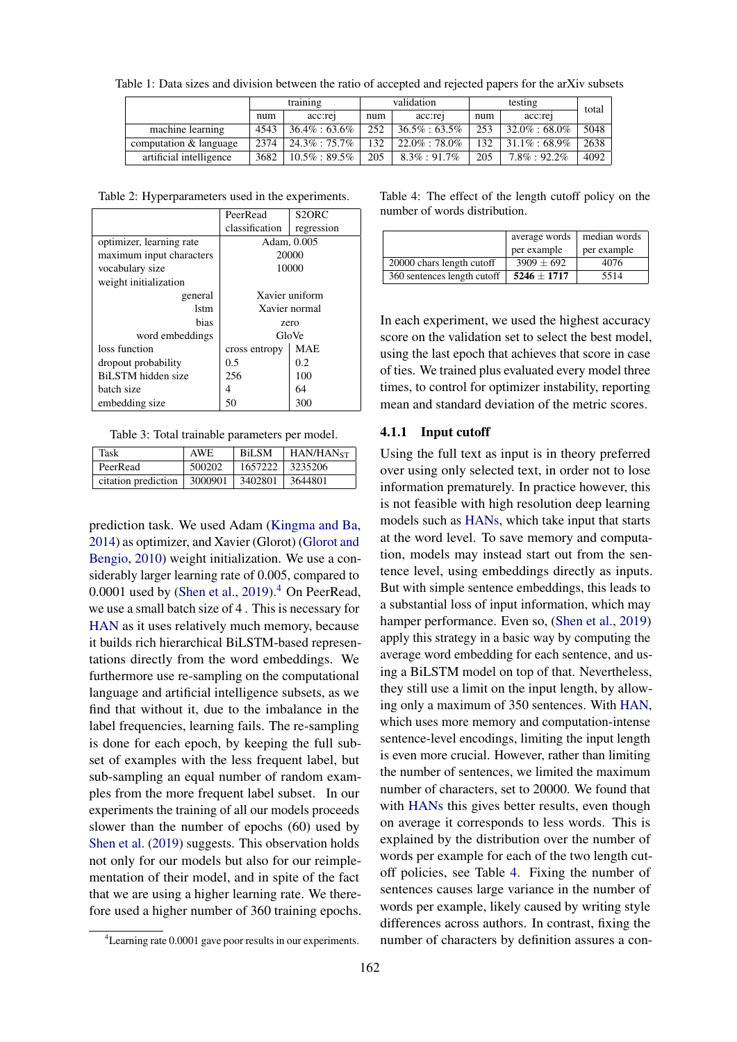Table 1: Data sizes and division between the ratio of accepted and rejected papers for the arXiv subsets

| | training | | validation | | testing | | total |
|---|---|---|---|---|---|---|---|
| | num | acc:rej | num | acc:rej | num | acc:rej | |
| machine learning | 4543 | 36.4% : 63.6% | 252 | 36.5% : 63.5% | 253 | 32.0% : 68.0% | 5048 |
| computation & language | 2374 | 24.3% : 75.7% | 132 | 22.0% : 78.0% | 132 | 31.1% : 68.9% | 2638 |
| artificial intelligence | 3682 | 10.5% : 89.5% | 205 | 8.3% : 91.7% | 205 | 7.8% : 92.2% | 4092 |

Table 2: Hyperparameters used in the experiments.

| | PeerRead classification | S2ORC regression |
|---|---|---|
| optimizer, learning rate | Adam, 0.005 | |
| maximum input characters | 20000 | |
| vocabulary size | 10000 | |
| weight initialization | | |
| general | Xavier uniform | |
| lstm | Xavier normal | |
| bias | zero | |
| word embeddings | GloVe | |
| loss function | cross entropy | MAE |
| dropout probability | 0.5 | 0.2 |
| BiLSTM hidden size | 256 | 100 |
| batch size | 4 | 64 |
| embedding size | 50 | 300 |

Table 3: Total trainable parameters per model.

| Task | AWE | BiLSM | HAN/HAN$_{ST}$ |
|---|---|---|---|
| PeerRead | 500202 | 1657222 | 3235206 |
| citation prediction | 3000901 | 3402801 | 3644801 |

prediction task. We used Adam (Kingma and Ba, 2014) as optimizer, and Xavier (Glorot) (Glorot and Bengio, 2010) weight initialization. We use a considerably larger learning rate of 0.005, compared to 0.0001 used by (Shen et al., 2019).[4] On PeerRead, we use a small batch size of 4 . This is necessary for HAN as it uses relatively much memory, because it builds rich hierarchical BiLSTM-based representations directly from the word embeddings. We furthermore use re-sampling on the computational language and artificial intelligence subsets, as we find that without it, due to the imbalance in the label frequencies, learning fails. The re-sampling is done for each epoch, by keeping the full subset of examples with the less frequent label, but sub-sampling an equal number of random examples from the more frequent label subset. In our experiments the training of all our models proceeds slower than the number of epochs (60) used by Shen et al. (2019) suggests. This observation holds not only for our models but also for our reimplementation of their model, and in spite of the fact that we are using a higher learning rate. We therefore used a higher number of 360 training epochs.

[4] Learning rate 0.0001 gave poor results in our experiments.

Table 4: The effect of the length cutoff policy on the number of words distribution.

| | average words per example | median words per example |
|---|---|---|
| 20000 chars length cutoff | 3909 ± 692 | 4076 |
| 360 sentences length cutoff | **5246 ± 1717** | 5514 |

In each experiment, we used the highest accuracy score on the validation set to select the best model, using the last epoch that achieves that score in case of ties. We trained plus evaluated every model three times, to control for optimizer instability, reporting mean and standard deviation of the metric scores.

### 4.1.1 Input cutoff

Using the full text as input is in theory preferred over using only selected text, in order not to lose information prematurely. In practice however, this is not feasible with high resolution deep learning models such as HANs, which take input that starts at the word level. To save memory and computation, models may instead start out from the sentence level, using embeddings directly as inputs. But with simple sentence embeddings, this leads to a substantial loss of input information, which may hamper performance. Even so, (Shen et al., 2019) apply this strategy in a basic way by computing the average word embedding for each sentence, and using a BiLSTM model on top of that. Nevertheless, they still use a limit on the input length, by allowing only a maximum of 350 sentences. With HAN, which uses more memory and computation-intense sentence-level encodings, limiting the input length is even more crucial. However, rather than limiting the number of sentences, we limited the maximum number of characters, set to 20000. We found that with HANs this gives better results, even though on average it corresponds to less words. This is explained by the distribution over the number of words per example for each of the two length cutoff policies, see Table 4. Fixing the number of sentences causes large variance in the number of words per example, likely caused by writing style differences across authors. In contrast, fixing the number of characters by definition assures a con-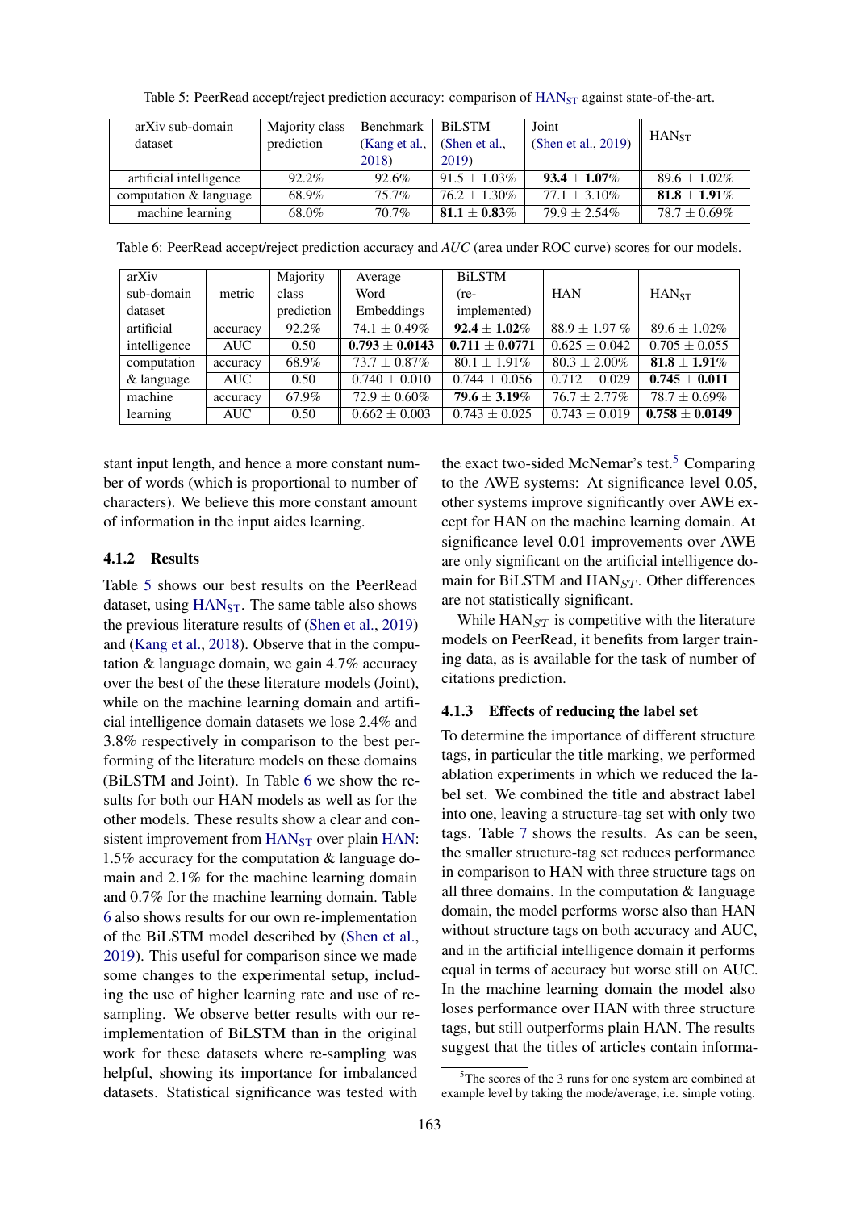Table 5: PeerRead accept/reject prediction accuracy: comparison of $HAN_{ST}$ against state-of-the-art.

| arXiv sub-domain dataset | Majority class prediction | Benchmark (Kang et al., 2018) | BiLSTM (Shen et al., 2019) | Joint (Shen et al., 2019) | $HAN_{ST}$ |
|---|---|---|---|---|---|
| artificial intelligence | 92.2% | 92.6% | $91.5 \pm 1.03\%$ | **$93.4 \pm 1.07\%$** | $89.6 \pm 1.02\%$ |
| computation & language | 68.9% | 75.7% | $76.2 \pm 1.30\%$ | $77.1 \pm 3.10\%$ | **$81.8 \pm 1.91\%$** |
| machine learning | 68.0% | 70.7% | **$81.1 \pm 0.83\%$** | $79.9 \pm 2.54\%$ | $78.7 \pm 0.69\%$ |

Table 6: PeerRead accept/reject prediction accuracy and *AUC* (area under ROC curve) scores for our models.

| arXiv sub-domain dataset | metric | Majority class prediction | Average Word Embeddings | BiLSTM (re-implemented) | HAN | $HAN_{ST}$ |
|---|---|---|---|---|---|---|
| artificial intelligence | accuracy | 92.2% | $74.1 \pm 0.49\%$ | **$92.4 \pm 1.02\%$** | $88.9 \pm 1.97\%$ | $89.6 \pm 1.02\%$ |
| | AUC | 0.50 | **$0.793 \pm 0.0143$** | **$0.711 \pm 0.0771$** | $0.625 \pm 0.042$ | $0.705 \pm 0.055$ |
| computation & language | accuracy | 68.9% | $73.7 \pm 0.87\%$ | $80.1 \pm 1.91\%$ | $80.3 \pm 2.00\%$ | **$81.8 \pm 1.91\%$** |
| | AUC | 0.50 | $0.740 \pm 0.010$ | $0.744 \pm 0.056$ | $0.712 \pm 0.029$ | **$0.745 \pm 0.011$** |
| machine learning | accuracy | 67.9% | $72.9 \pm 0.60\%$ | **$79.6 \pm 3.19\%$** | $76.7 \pm 2.77\%$ | $78.7 \pm 0.69\%$ |
| | AUC | 0.50 | $0.662 \pm 0.003$ | $0.743 \pm 0.025$ | $0.743 \pm 0.019$ | **$0.758 \pm 0.0149$** |

stant input length, and hence a more constant number of words (which is proportional to number of characters). We believe this more constant amount of information in the input aides learning.

### 4.1.2 Results

Table 5 shows our best results on the PeerRead dataset, using $HAN_{ST}$. The same table also shows the previous literature results of (Shen et al., 2019) and (Kang et al., 2018). Observe that in the computation & language domain, we gain 4.7% accuracy over the best of the these literature models (Joint), while on the machine learning domain and artificial intelligence domain datasets we lose 2.4% and 3.8% respectively in comparison to the best performing of the literature models on these domains (BiLSTM and Joint). In Table 6 we show the results for both our HAN models as well as for the other models. These results show a clear and consistent improvement from $HAN_{ST}$ over plain HAN: 1.5% accuracy for the computation & language domain and 2.1% for the machine learning domain and 0.7% for the machine learning domain. Table 6 also shows results for our own re-implementation of the BiLSTM model described by (Shen et al., 2019). This useful for comparison since we made some changes to the experimental setup, including the use of higher learning rate and use of re-sampling. We observe better results with our re-implementation of BiLSTM than in the original work for these datasets where re-sampling was helpful, showing its importance for imbalanced datasets. Statistical significance was tested with the exact two-sided McNemar's test.[5] Comparing to the AWE systems: At significance level 0.05, other systems improve significantly over AWE except for HAN on the machine learning domain. At significance level 0.01 improvements over AWE are only significant on the artificial intelligence domain for BiLSTM and $HAN_{ST}$. Other differences are not statistically significant.

While $HAN_{ST}$ is competitive with the literature models on PeerRead, it benefits from larger training data, as is available for the task of number of citations prediction.

### 4.1.3 Effects of reducing the label set

To determine the importance of different structure tags, in particular the title marking, we performed ablation experiments in which we reduced the label set. We combined the title and abstract label into one, leaving a structure-tag set with only two tags. Table 7 shows the results. As can be seen, the smaller structure-tag set reduces performance in comparison to HAN with three structure tags on all three domains. In the computation & language domain, the model performs worse also than HAN without structure tags on both accuracy and AUC, and in the artificial intelligence domain it performs equal in terms of accuracy but worse still on AUC. In the machine learning domain the model also loses performance over HAN with three structure tags, but still outperforms plain HAN. The results suggest that the titles of articles contain informa-

[5] The scores of the 3 runs for one system are combined at example level by taking the mode/average, i.e. simple voting.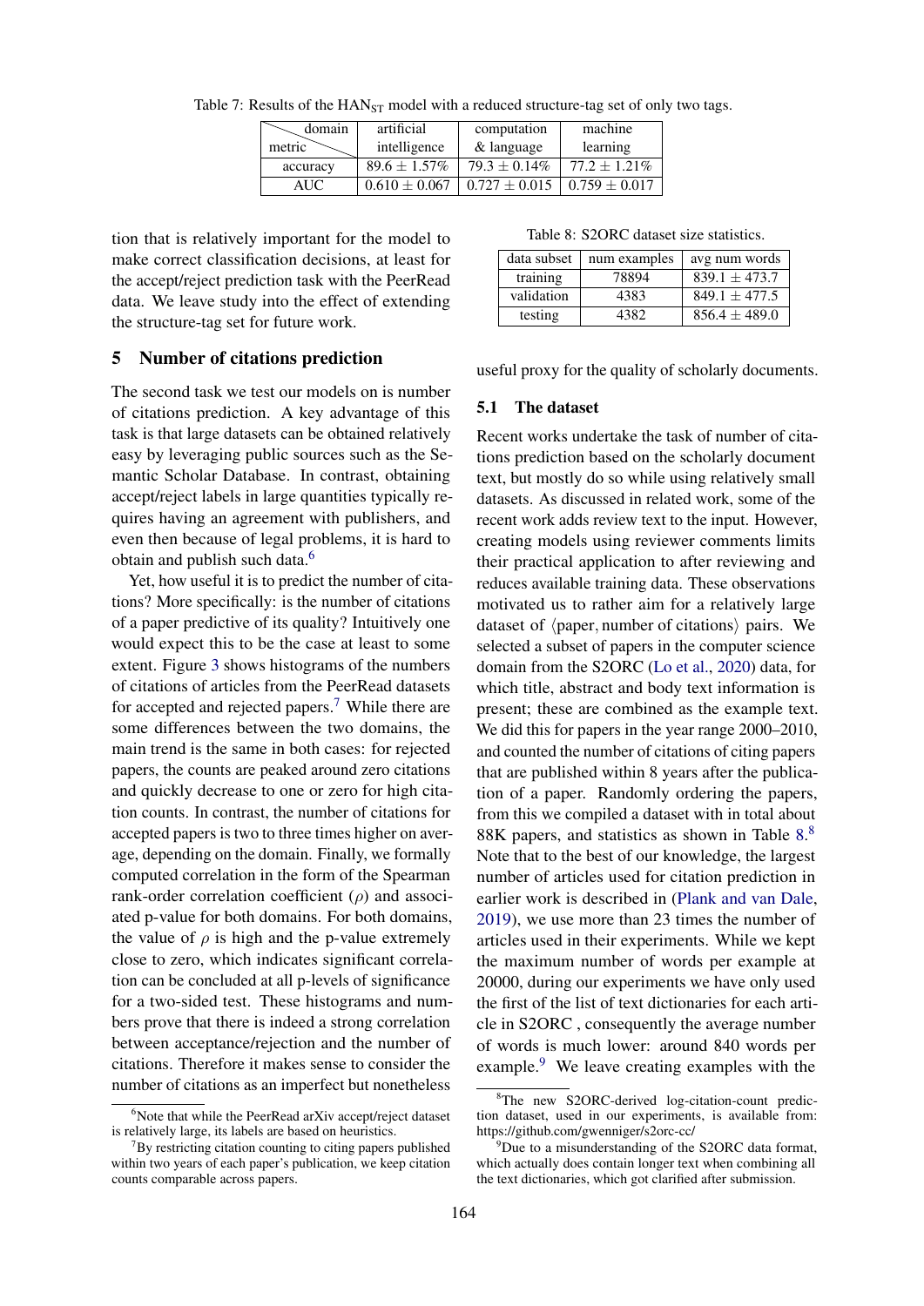Table 7: Results of the $HAN_{ST}$ model with a reduced structure-tag set of only two tags.

| domain / metric | artificial intelligence | computation & language | machine learning |
|---|---|---|---|
| accuracy | $89.6 \pm 1.57\%$ | $79.3 \pm 0.14\%$ | $77.2 \pm 1.21\%$ |
| AUC | $0.610 \pm 0.067$ | $0.727 \pm 0.015$ | $0.759 \pm 0.017$ |

tion that is relatively important for the model to make correct classification decisions, at least for the accept/reject prediction task with the PeerRead data. We leave study into the effect of extending the structure-tag set for future work.

## 5 Number of citations prediction

The second task we test our models on is number of citations prediction. A key advantage of this task is that large datasets can be obtained relatively easy by leveraging public sources such as the Semantic Scholar Database. In contrast, obtaining accept/reject labels in large quantities typically requires having an agreement with publishers, and even then because of legal problems, it is hard to obtain and publish such data.[6]

Yet, how useful it is to predict the number of citations? More specifically: is the number of citations of a paper predictive of its quality? Intuitively one would expect this to be the case at least to some extent. Figure 3 shows histograms of the numbers of citations of articles from the PeerRead datasets for accepted and rejected papers.[7] While there are some differences between the two domains, the main trend is the same in both cases: for rejected papers, the counts are peaked around zero citations and quickly decrease to one or zero for high citation counts. In contrast, the number of citations for accepted papers is two to three times higher on average, depending on the domain. Finally, we formally computed correlation in the form of the Spearman rank-order correlation coefficient ($\rho$) and associated p-value for both domains. For both domains, the value of $\rho$ is high and the p-value extremely close to zero, which indicates significant correlation can be concluded at all p-levels of significance for a two-sided test. These histograms and numbers prove that there is indeed a strong correlation between acceptance/rejection and the number of citations. Therefore it makes sense to consider the number of citations as an imperfect but nonetheless useful proxy for the quality of scholarly documents.

Table 8: S2ORC dataset size statistics.

| data subset | num examples | avg num words |
|---|---|---|
| training | 78894 | $839.1 \pm 473.7$ |
| validation | 4383 | $849.1 \pm 477.5$ |
| testing | 4382 | $856.4 \pm 489.0$ |

### 5.1 The dataset

Recent works undertake the task of number of citations prediction based on the scholarly document text, but mostly do so while using relatively small datasets. As discussed in related work, some of the recent work adds review text to the input. However, creating models using reviewer comments limits their practical application to after reviewing and reduces available training data. These observations motivated us to rather aim for a relatively large dataset of $\langle$paper, number of citations$\rangle$ pairs. We selected a subset of papers in the computer science domain from the S2ORC (Lo et al., 2020) data, for which title, abstract and body text information is present; these are combined as the example text. We did this for papers in the year range 2000–2010, and counted the number of citations of citing papers that are published within 8 years after the publication of a paper. Randomly ordering the papers, from this we compiled a dataset with in total about 88K papers, and statistics as shown in Table 8.[8] Note that to the best of our knowledge, the largest number of articles used for citation prediction in earlier work is described in (Plank and van Dale, 2019), we use more than 23 times the number of articles used in their experiments. While we kept the maximum number of words per example at 20000, during our experiments we have only used the first of the list of text dictionaries for each article in S2ORC , consequently the average number of words is much lower: around 840 words per example.[9] We leave creating examples with the

[6] Note that while the PeerRead arXiv accept/reject dataset is relatively large, its labels are based on heuristics.

[7] By restricting citation counting to citing papers published within two years of each paper's publication, we keep citation counts comparable across papers.

[8] The new S2ORC-derived log-citation-count prediction dataset, used in our experiments, is available from: https://github.com/gwenniger/s2orc-cc/

[9] Due to a misunderstanding of the S2ORC data format, which actually does contain longer text when combining all the text dictionaries, which got clarified after submission.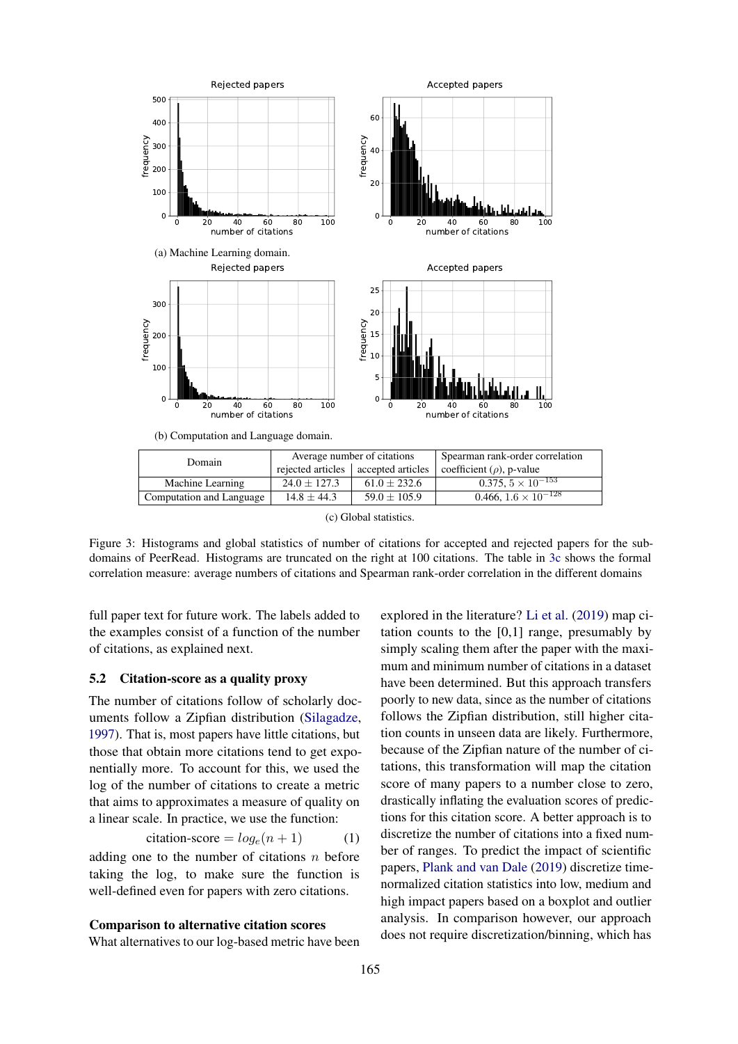(a) Machine Learning domain.

(b) Computation and Language domain.

| Domain | Average number of citations | | Spearman rank-order correlation coefficient ($\rho$), p-value |
|---|---|---|---|
| | rejected articles | accepted articles | |
| Machine Learning | $24.0 \pm 127.3$ | $61.0 \pm 232.6$ | $0.375,\ 5 \times 10^{-153}$ |
| Computation and Language | $14.8 \pm 44.3$ | $59.0 \pm 105.9$ | $0.466,\ 1.6 \times 10^{-128}$ |

(c) Global statistics.

Figure 3: Histograms and global statistics of number of citations for accepted and rejected papers for the sub-domains of PeerRead. Histograms are truncated on the right at 100 citations. The table in 3c shows the formal correlation measure: average numbers of citations and Spearman rank-order correlation in the different domains

full paper text for future work. The labels added to the examples consist of a function of the number of citations, as explained next.

### 5.2 Citation-score as a quality proxy

The number of citations follow of scholarly documents follow a Zipfian distribution (Silagadze, 1997). That is, most papers have little citations, but those that obtain more citations tend to get exponentially more. To account for this, we used the log of the number of citations to create a metric that aims to approximates a measure of quality on a linear scale. In practice, we use the function:

$$\text{citation-score} = log_e(n+1) \qquad (1)$$

adding one to the number of citations $n$ before taking the log, to make sure the function is well-defined even for papers with zero citations.

**Comparison to alternative citation scores**

What alternatives to our log-based metric have been explored in the literature? Li et al. (2019) map citation counts to the [0,1] range, presumably by simply scaling them after the paper with the maximum and minimum number of citations in a dataset have been determined. But this approach transfers poorly to new data, since as the number of citations follows the Zipfian distribution, still higher citation counts in unseen data are likely. Furthermore, because of the Zipfian nature of the number of citations, this transformation will map the citation score of many papers to a number close to zero, drastically inflating the evaluation scores of predictions for this citation score. A better approach is to discretize the number of citations into a fixed number of ranges. To predict the impact of scientific papers, Plank and van Dale (2019) discretize time-normalized citation statistics into low, medium and high impact papers based on a boxplot and outlier analysis. In comparison however, our approach does not require discretization/binning, which has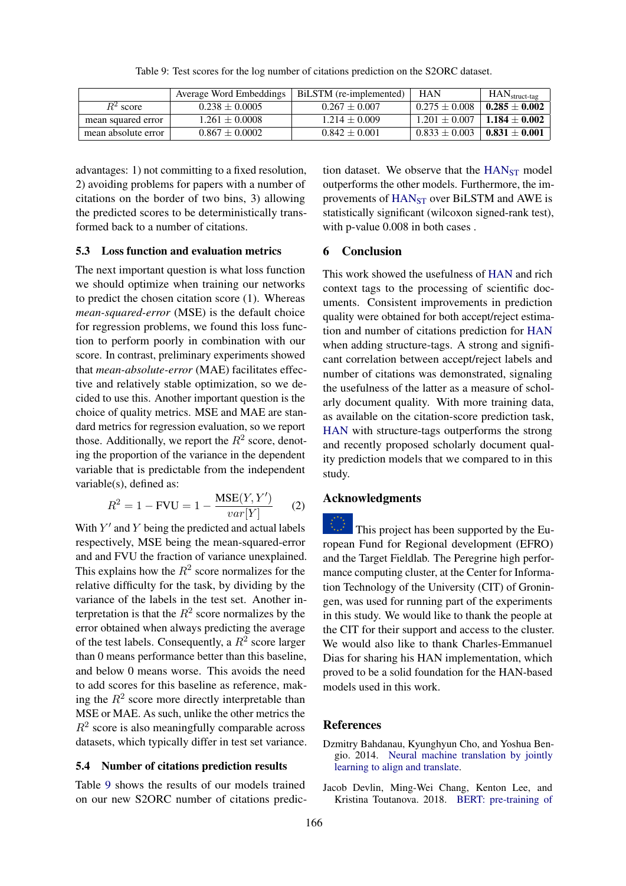Table 9: Test scores for the log number of citations prediction on the S2ORC dataset.

| | Average Word Embeddings | BiLSTM (re-implemented) | HAN | $\text{HAN}_{\text{struct-tag}}$ |
|---|---|---|---|---|
| $R^2$ score | $0.238 \pm 0.0005$ | $0.267 \pm 0.007$ | $0.275 \pm 0.008$ | $\mathbf{0.285 \pm 0.002}$ |
| mean squared error | $1.261 \pm 0.0008$ | $1.214 \pm 0.009$ | $1.201 \pm 0.007$ | $\mathbf{1.184 \pm 0.002}$ |
| mean absolute error | $0.867 \pm 0.0002$ | $0.842 \pm 0.001$ | $0.833 \pm 0.003$ | $\mathbf{0.831 \pm 0.001}$ |

advantages: 1) not committing to a fixed resolution, 2) avoiding problems for papers with a number of citations on the border of two bins, 3) allowing the predicted scores to be deterministically transformed back to a number of citations.

### 5.3 Loss function and evaluation metrics

The next important question is what loss function we should optimize when training our networks to predict the chosen citation score (1). Whereas *mean-squared-error* (MSE) is the default choice for regression problems, we found this loss function to perform poorly in combination with our score. In contrast, preliminary experiments showed that *mean-absolute-error* (MAE) facilitates effective and relatively stable optimization, so we decided to use this. Another important question is the choice of quality metrics. MSE and MAE are standard metrics for regression evaluation, so we report those. Additionally, we report the $R^2$ score, denoting the proportion of the variance in the dependent variable that is predictable from the independent variable(s), defined as:

$$R^2 = 1 - \text{FVU} = 1 - \frac{\text{MSE}(Y, Y')}{var[Y]} \quad (2)$$

With $Y'$ and $Y$ being the predicted and actual labels respectively, MSE being the mean-squared-error and and FVU the fraction of variance unexplained. This explains how the $R^2$ score normalizes for the relative difficulty for the task, by dividing by the variance of the labels in the test set. Another interpretation is that the $R^2$ score normalizes by the error obtained when always predicting the average of the test labels. Consequently, a $R^2$ score larger than 0 means performance better than this baseline, and below 0 means worse. This avoids the need to add scores for this baseline as reference, making the $R^2$ score more directly interpretable than MSE or MAE. As such, unlike the other metrics the $R^2$ score is also meaningfully comparable across datasets, which typically differ in test set variance.

### 5.4 Number of citations prediction results

Table 9 shows the results of our models trained on our new S2ORC number of citations prediction dataset. We observe that the $\text{HAN}_{\text{ST}}$ model outperforms the other models. Furthermore, the improvements of $\text{HAN}_{\text{ST}}$ over BiLSTM and AWE is statistically significant (wilcoxon signed-rank test), with p-value 0.008 in both cases .

## 6 Conclusion

This work showed the usefulness of HAN and rich context tags to the processing of scientific documents. Consistent improvements in prediction quality were obtained for both accept/reject estimation and number of citations prediction for HAN when adding structure-tags. A strong and significant correlation between accept/reject labels and number of citations was demonstrated, signaling the usefulness of the latter as a measure of scholarly document quality. With more training data, as available on the citation-score prediction task, HAN with structure-tags outperforms the strong and recently proposed scholarly document quality prediction models that we compared to in this study.

## Acknowledgments

This project has been supported by the European Fund for Regional development (EFRO) and the Target Fieldlab. The Peregrine high performance computing cluster, at the Center for Information Technology of the University (CIT) of Groningen, was used for running part of the experiments in this study. We would like to thank the people at the CIT for their support and access to the cluster. We would also like to thank Charles-Emmanuel Dias for sharing his HAN implementation, which proved to be a solid foundation for the HAN-based models used in this work.

## References

Dzmitry Bahdanau, Kyunghyun Cho, and Yoshua Bengio. 2014. Neural machine translation by jointly learning to align and translate.

Jacob Devlin, Ming-Wei Chang, Kenton Lee, and Kristina Toutanova. 2018. BERT: pre-training of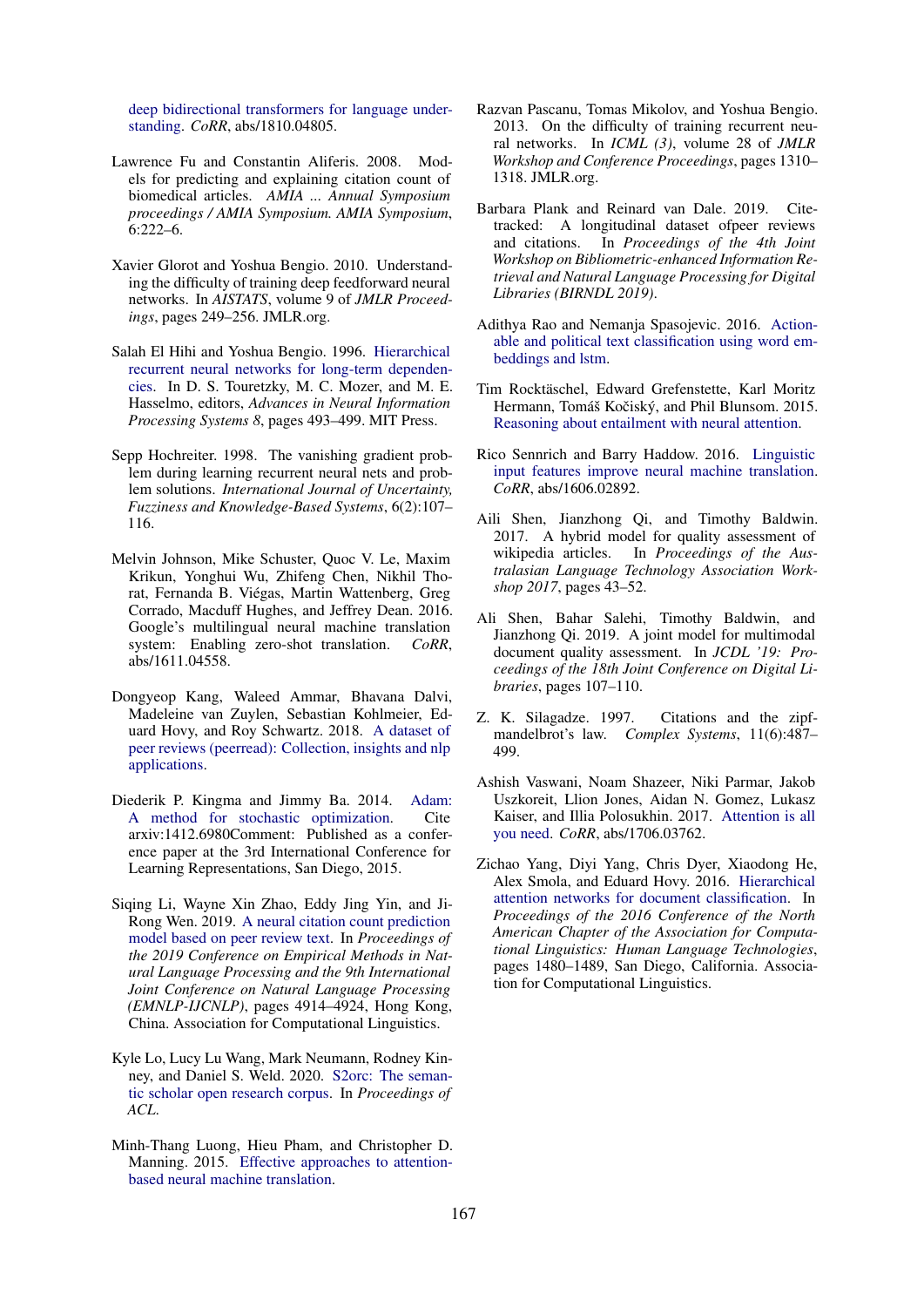deep bidirectional transformers for language understanding. *CoRR*, abs/1810.04805.

Lawrence Fu and Constantin Aliferis. 2008. Models for predicting and explaining citation count of biomedical articles. *AMIA ... Annual Symposium proceedings / AMIA Symposium. AMIA Symposium*, 6:222–6.

Xavier Glorot and Yoshua Bengio. 2010. Understanding the difficulty of training deep feedforward neural networks. In *AISTATS*, volume 9 of *JMLR Proceedings*, pages 249–256. JMLR.org.

Salah El Hihi and Yoshua Bengio. 1996. Hierarchical recurrent neural networks for long-term dependencies. In D. S. Touretzky, M. C. Mozer, and M. E. Hasselmo, editors, *Advances in Neural Information Processing Systems 8*, pages 493–499. MIT Press.

Sepp Hochreiter. 1998. The vanishing gradient problem during learning recurrent neural nets and problem solutions. *International Journal of Uncertainty, Fuzziness and Knowledge-Based Systems*, 6(2):107–116.

Melvin Johnson, Mike Schuster, Quoc V. Le, Maxim Krikun, Yonghui Wu, Zhifeng Chen, Nikhil Thorat, Fernanda B. Viégas, Martin Wattenberg, Greg Corrado, Macduff Hughes, and Jeffrey Dean. 2016. Google's multilingual neural machine translation system: Enabling zero-shot translation. *CoRR*, abs/1611.04558.

Dongyeop Kang, Waleed Ammar, Bhavana Dalvi, Madeleine van Zuylen, Sebastian Kohlmeier, Eduard Hovy, and Roy Schwartz. 2018. A dataset of peer reviews (peerread): Collection, insights and nlp applications.

Diederik P. Kingma and Jimmy Ba. 2014. Adam: A method for stochastic optimization. Cite arxiv:1412.6980Comment: Published as a conference paper at the 3rd International Conference for Learning Representations, San Diego, 2015.

Siqing Li, Wayne Xin Zhao, Eddy Jing Yin, and Ji-Rong Wen. 2019. A neural citation count prediction model based on peer review text. In *Proceedings of the 2019 Conference on Empirical Methods in Natural Language Processing and the 9th International Joint Conference on Natural Language Processing (EMNLP-IJCNLP)*, pages 4914–4924, Hong Kong, China. Association for Computational Linguistics.

Kyle Lo, Lucy Lu Wang, Mark Neumann, Rodney Kinney, and Daniel S. Weld. 2020. S2orc: The semantic scholar open research corpus. In *Proceedings of ACL*.

Minh-Thang Luong, Hieu Pham, and Christopher D. Manning. 2015. Effective approaches to attention-based neural machine translation.

Razvan Pascanu, Tomas Mikolov, and Yoshua Bengio. 2013. On the difficulty of training recurrent neural networks. In *ICML (3)*, volume 28 of *JMLR Workshop and Conference Proceedings*, pages 1310–1318. JMLR.org.

Barbara Plank and Reinard van Dale. 2019. Citetracked: A longitudinal dataset ofpeer reviews and citations. In *Proceedings of the 4th Joint Workshop on Bibliometric-enhanced Information Retrieval and Natural Language Processing for Digital Libraries (BIRNDL 2019)*.

Adithya Rao and Nemanja Spasojevic. 2016. Actionable and political text classification using word embeddings and lstm.

Tim Rocktäschel, Edward Grefenstette, Karl Moritz Hermann, Tomáš Kočiský, and Phil Blunsom. 2015. Reasoning about entailment with neural attention.

Rico Sennrich and Barry Haddow. 2016. Linguistic input features improve neural machine translation. *CoRR*, abs/1606.02892.

Aili Shen, Jianzhong Qi, and Timothy Baldwin. 2017. A hybrid model for quality assessment of wikipedia articles. In *Proceedings of the Australasian Language Technology Association Workshop 2017*, pages 43–52.

Ali Shen, Bahar Salehi, Timothy Baldwin, and Jianzhong Qi. 2019. A joint model for multimodal document quality assessment. In *JCDL '19: Proceedings of the 18th Joint Conference on Digital Libraries*, pages 107–110.

Z. K. Silagadze. 1997. Citations and the zipf-mandelbrot's law. *Complex Systems*, 11(6):487–499.

Ashish Vaswani, Noam Shazeer, Niki Parmar, Jakob Uszkoreit, Llion Jones, Aidan N. Gomez, Lukasz Kaiser, and Illia Polosukhin. 2017. Attention is all you need. *CoRR*, abs/1706.03762.

Zichao Yang, Diyi Yang, Chris Dyer, Xiaodong He, Alex Smola, and Eduard Hovy. 2016. Hierarchical attention networks for document classification. In *Proceedings of the 2016 Conference of the North American Chapter of the Association for Computational Linguistics: Human Language Technologies*, pages 1480–1489, San Diego, California. Association for Computational Linguistics.